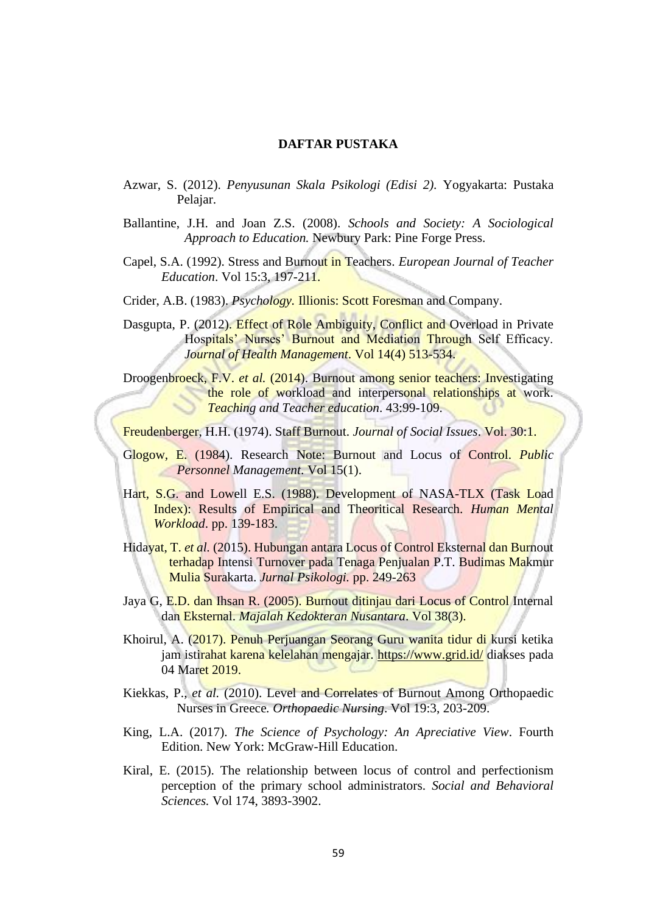# DAFTAR PUSTAKA

Azwar, S. (2012). *Penyusunan Skala Psikologi (Edisi 2).* Yogyakarta: Pustaka Pelajar.

Ballantine, J.H. and Joan Z.S. (2008). *Schools and Society: A Sociological Approach to Education.* Newbury Park: Pine Forge Press.

Capel, S.A. (1992). Stress and Burnout in Teachers. *European Journal of Teacher Education*. Vol 15:3, 197-211.

Crider, A.B. (1983). *Psychology.* Illionis: Scott Foresman and Company.

Dasgupta, P. (2012). Effect of Role Ambiguity, Conflict and Overload in Private Hospitals' Nurses' Burnout and Mediation Through Self Efficacy. *Journal of Health Management*. Vol 14(4) 513-534.

Droogenbroeck, F.V. *et al.* (2014). Burnout among senior teachers: Investigating the role of workload and interpersonal relationships at work. *Teaching and Teacher education*. 43:99-109.

Freudenberger, H.H. (1974). Staff Burnout. *Journal of Social Issues*. Vol. 30:1.

Glogow, E. (1984). Research Note: Burnout and Locus of Control. *Public Personnel Management*. Vol 15(1).

Hart, S.G. and Lowell E.S. (1988). Development of NASA-TLX (Task Load Index): Results of Empirical and Theoritical Research. *Human Mental Workload*. pp. 139-183.

Hidayat, T. *et al.* (2015). Hubungan antara Locus of Control Eksternal dan Burnout terhadap Intensi Turnover pada Tenaga Penjualan P.T. Budimas Makmur Mulia Surakarta. *Jurnal Psikologi.* pp. 249-263

Jaya G, E.D. dan Ihsan R. (2005). Burnout ditinjau dari Locus of Control Internal dan Eksternal. *Majalah Kedokteran Nusantara*. Vol 38(3).

Khoirul, A. (2017). Penuh Perjuangan Seorang Guru wanita tidur di kursi ketika jam istirahat karena kelelahan mengajar. https://www.grid.id/ diakses pada 04 Maret 2019.

Kiekkas, P., *et al.* (2010). Level and Correlates of Burnout Among Orthopaedic Nurses in Greece*. Orthopaedic Nursing*. Vol 19:3, 203-209.

King, L.A. (2017). *The Science of Psychology: An Apreciative View*. Fourth Edition. New York: McGraw-Hill Education.

Kiral, E. (2015). The relationship between locus of control and perfectionism perception of the primary school administrators. *Social and Behavioral Sciences.* Vol 174, 3893-3902.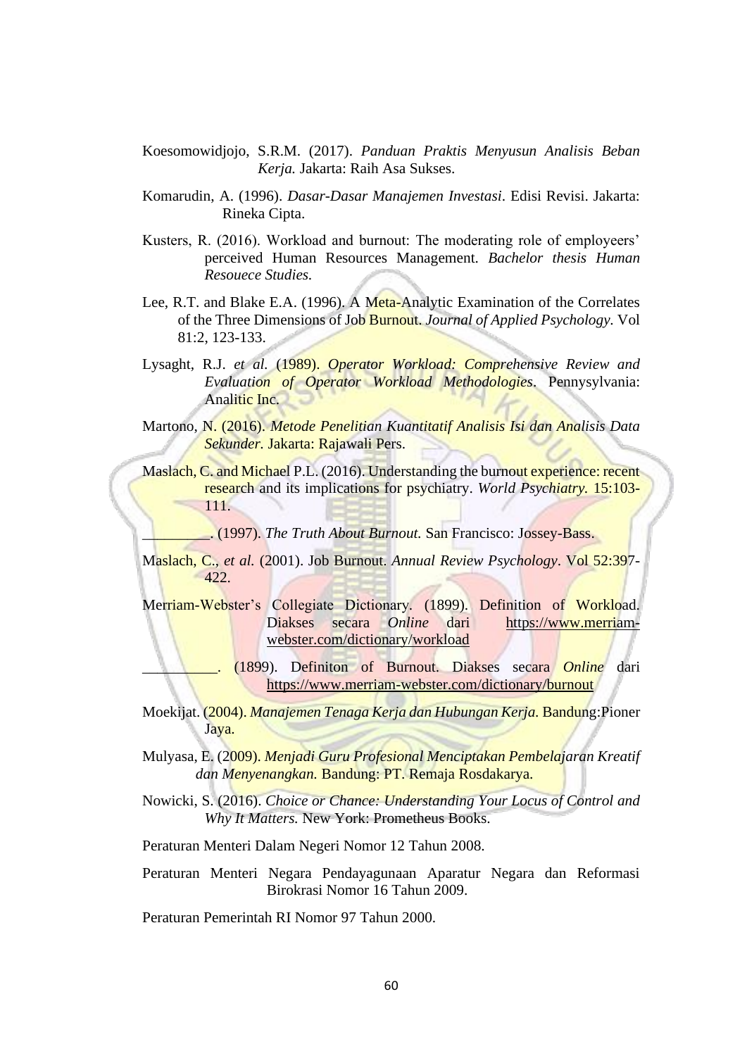Koesomowidjojo, S.R.M. (2017). *Panduan Praktis Menyusun Analisis Beban Kerja.* Jakarta: Raih Asa Sukses.

Komarudin, A. (1996). *Dasar-Dasar Manajemen Investasi*. Edisi Revisi. Jakarta: Rineka Cipta.

Kusters, R. (2016). Workload and burnout: The moderating role of employeers' perceived Human Resources Management. *Bachelor thesis Human Resouece Studies.*

Lee, R.T. and Blake E.A. (1996). A Meta-Analytic Examination of the Correlates of the Three Dimensions of Job Burnout. *Journal of Applied Psychology.* Vol 81:2, 123-133.

Lysaght, R.J. *et al.* (1989). *Operator Workload: Comprehensive Review and Evaluation of Operator Workload Methodologies*. Pennysylvania: Analitic Inc.

Martono, N. (2016). *Metode Penelitian Kuantitatif Analisis Isi dan Analisis Data Sekunder.* Jakarta: Rajawali Pers.

Maslach, C. and Michael P.L. (2016). Understanding the burnout experience: recent research and its implications for psychiatry. *World Psychiatry.* 15:103-111.

_________. (1997). *The Truth About Burnout.* San Francisco: Jossey-Bass.

Maslach, C., *et al.* (2001). Job Burnout. *Annual Review Psychology*. Vol 52:397-422.

Merriam-Webster's Collegiate Dictionary. (1899). Definition of Workload. Diakses secara *Online* dari https://www.merriam-webster.com/dictionary/workload

__________. (1899). Definiton of Burnout. Diakses secara *Online* dari https://www.merriam-webster.com/dictionary/burnout

Moekijat. (2004). *Manajemen Tenaga Kerja dan Hubungan Kerja.* Bandung:Pioner Jaya.

Mulyasa, E. (2009). *Menjadi Guru Profesional Menciptakan Pembelajaran Kreatif dan Menyenangkan.* Bandung: PT. Remaja Rosdakarya.

Nowicki, S. (2016). *Choice or Chance: Understanding Your Locus of Control and Why It Matters.* New York: Prometheus Books.

Peraturan Menteri Dalam Negeri Nomor 12 Tahun 2008.

Peraturan Menteri Negara Pendayagunaan Aparatur Negara dan Reformasi Birokrasi Nomor 16 Tahun 2009.

Peraturan Pemerintah RI Nomor 97 Tahun 2000.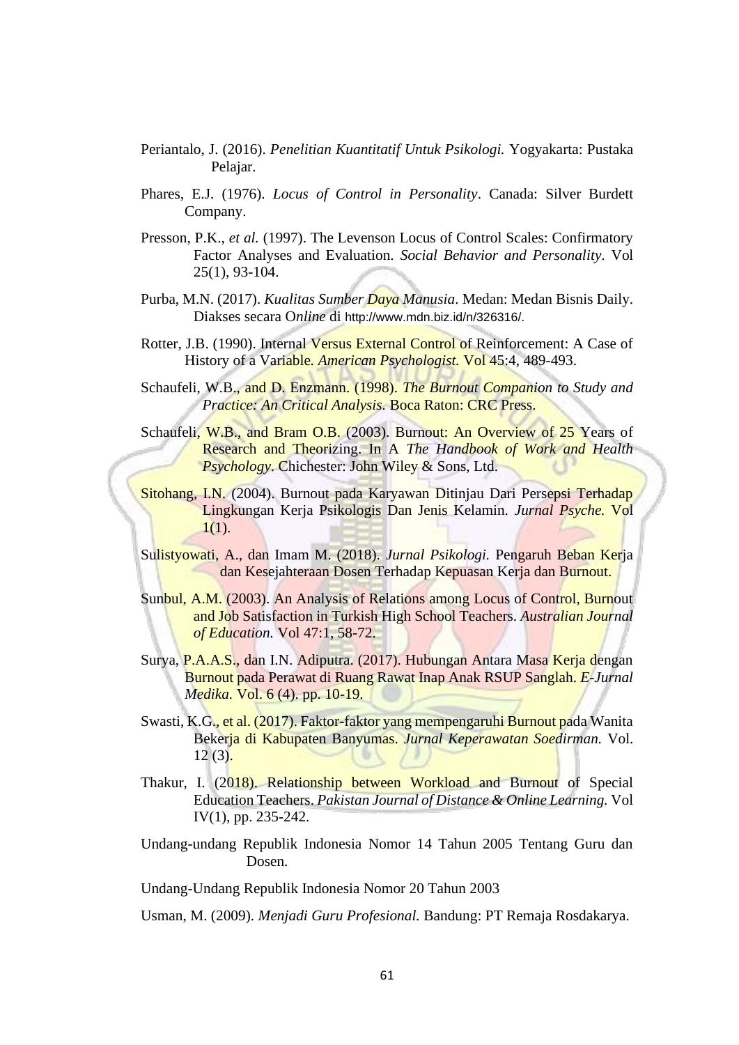Periantalo, J. (2016). *Penelitian Kuantitatif Untuk Psikologi.* Yogyakarta: Pustaka Pelajar.

Phares, E.J. (1976). *Locus of Control in Personality*. Canada: Silver Burdett Company.

Presson, P.K., *et al.* (1997). The Levenson Locus of Control Scales: Confirmatory Factor Analyses and Evaluation. *Social Behavior and Personality*. Vol 25(1), 93-104.

Purba, M.N. (2017). *Kualitas Sumber Daya Manusia*. Medan: Medan Bisnis Daily. Diakses secara O*nline* di http://www.mdn.biz.id/n/326316/.

Rotter, J.B. (1990). Internal Versus External Control of Reinforcement: A Case of History of a Variable. *American Psychologist.* Vol 45:4, 489-493.

Schaufeli, W.B., and D. Enzmann. (1998). *The Burnout Companion to Study and Practice: An Critical Analysis.* Boca Raton: CRC Press.

Schaufeli, W.B., and Bram O.B. (2003). Burnout: An Overview of 25 Years of Research and Theorizing. In A *The Handbook of Work and Health Psychology*. Chichester: John Wiley & Sons, Ltd.

Sitohang, I.N. (2004). Burnout pada Karyawan Ditinjau Dari Persepsi Terhadap Lingkungan Kerja Psikologis Dan Jenis Kelamin. *Jurnal Psyche.* Vol 1(1).

Sulistyowati, A., dan Imam M. (2018). *Jurnal Psikologi.* Pengaruh Beban Kerja dan Kesejahteraan Dosen Terhadap Kepuasan Kerja dan Burnout.

Sunbul, A.M. (2003). An Analysis of Relations among Locus of Control, Burnout and Job Satisfaction in Turkish High School Teachers. *Australian Journal of Education.* Vol 47:1, 58-72.

Surya, P.A.A.S., dan I.N. Adiputra. (2017). Hubungan Antara Masa Kerja dengan Burnout pada Perawat di Ruang Rawat Inap Anak RSUP Sanglah. *E-Jurnal Medika.* Vol. 6 (4). pp. 10-19.

Swasti, K.G., et al. (2017). Faktor-faktor yang mempengaruhi Burnout pada Wanita Bekerja di Kabupaten Banyumas. *Jurnal Keperawatan Soedirman.* Vol. 12 (3).

Thakur, I. (2018). Relationship between Workload and Burnout of Special Education Teachers. *Pakistan Journal of Distance & Online Learning.* Vol IV(1), pp. 235-242.

Undang-undang Republik Indonesia Nomor 14 Tahun 2005 Tentang Guru dan Dosen.

Undang-Undang Republik Indonesia Nomor 20 Tahun 2003

Usman, M. (2009). *Menjadi Guru Profesional.* Bandung: PT Remaja Rosdakarya.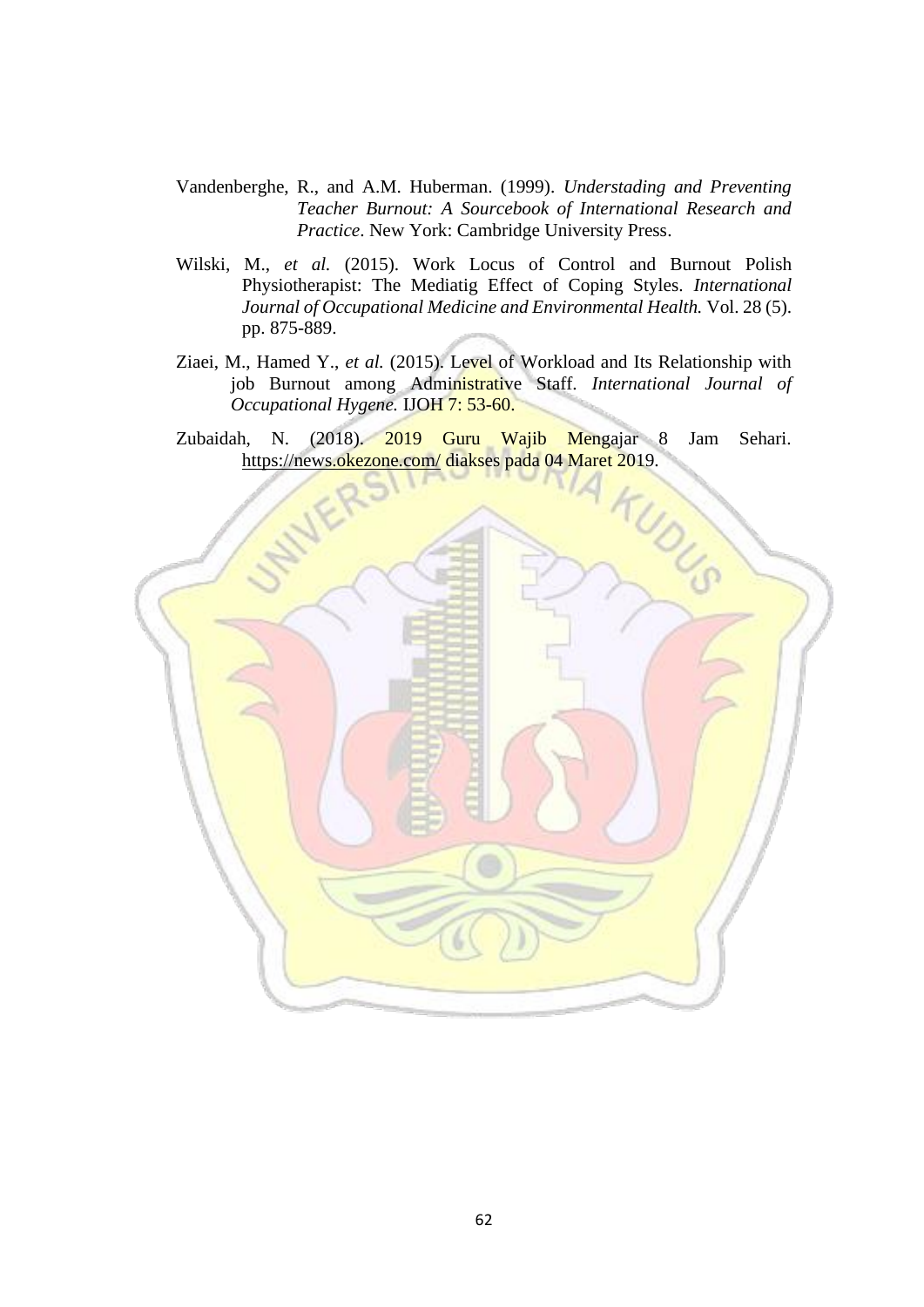Vandenberghe, R., and A.M. Huberman. (1999). *Understading and Preventing Teacher Burnout: A Sourcebook of International Research and Practice*. New York: Cambridge University Press.

Wilski, M., *et al.* (2015). Work Locus of Control and Burnout Polish Physiotherapist: The Mediatig Effect of Coping Styles. *International Journal of Occupational Medicine and Environmental Health.* Vol. 28 (5). pp. 875-889.

Ziaei, M., Hamed Y., *et al.* (2015). Level of Workload and Its Relationship with job Burnout among Administrative Staff. *International Journal of Occupational Hygene.* IJOH 7: 53-60.

Zubaidah, N. (2018). 2019 Guru Wajib Mengajar 8 Jam Sehari. https://news.okezone.com/ diakses pada 04 Maret 2019.